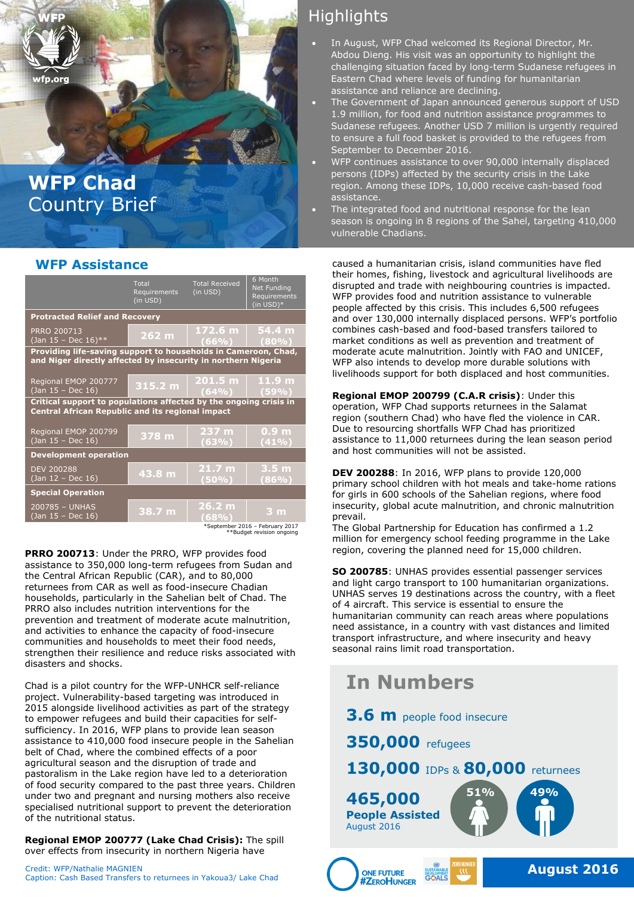# WFP Chad Country Brief

## Highlights

- In August, WFP Chad welcomed its Regional Director, Mr. Abdou Dieng. His visit was an opportunity to highlight the challenging situation faced by long-term Sudanese refugees in Eastern Chad where levels of funding for humanitarian assistance and reliance are declining.
- The Government of Japan announced generous support of USD 1.9 million, for food and nutrition assistance programmes to Sudanese refugees. Another USD 7 million is urgently required to ensure a full food basket is provided to the refugees from September to December 2016.
- WFP continues assistance to over 90,000 internally displaced persons (IDPs) affected by the security crisis in the Lake region. Among these IDPs, 10,000 receive cash-based food assistance.
- The integrated food and nutritional response for the lean season is ongoing in 8 regions of the Sahel, targeting 410,000 vulnerable Chadians.

## WFP Assistance

| | Total Requirements (in USD) | Total Received (in USD) | 6 Month Net Funding Requirements (in USD)* |
|---|---|---|---|
| **Protracted Relief and Recovery** | | | |
| PRRO 200713 (Jan 15 – Dec 16)** | 262 m | 172.6 m (66%) | 54.4 m (80%) |
| **Providing life-saving support to households in Cameroon, Chad, and Niger directly affected by insecurity in northern Nigeria** | | | |
| Regional EMOP 200777 (Jan 15 – Dec 16) | 315.2 m | 201.5 m (64%) | 11.9 m (59%) |
| **Critical support to populations affected by the ongoing crisis in Central African Republic and its regional impact** | | | |
| Regional EMOP 200799 (Jan 15 – Dec 16) | 378 m | 237 m (63%) | 0.9 m (41%) |
| **Development operation** | | | |
| DEV 200288 (Jan 12 – Dec 16) | 43.8 m | 21.7 m (50%) | 3.5 m (86%) |
| **Special Operation** | | | |
| 200785 – UNHAS (Jan 15 – Dec 16) | 38.7 m | 26.2 m (68%) | 3 m |

*September 2016 – February 2017
**Budget revision ongoing

**PRRO 200713**: Under the PRRO, WFP provides food assistance to 350,000 long-term refugees from Sudan and the Central African Republic (CAR), and to 80,000 returnees from CAR as well as food-insecure Chadian households, particularly in the Sahelian belt of Chad. The PRRO also includes nutrition interventions for the prevention and treatment of moderate acute malnutrition, and activities to enhance the capacity of food-insecure communities and households to meet their food needs, strengthen their resilience and reduce risks associated with disasters and shocks.

Chad is a pilot country for the WFP-UNHCR self-reliance project. Vulnerability-based targeting was introduced in 2015 alongside livelihood activities as part of the strategy to empower refugees and build their capacities for self-sufficiency. In 2016, WFP plans to provide lean season assistance to 410,000 food insecure people in the Sahelian belt of Chad, where the combined effects of a poor agricultural season and the disruption of trade and pastoralism in the Lake region have led to a deterioration of food security compared to the past three years. Children under two and pregnant and nursing mothers also receive specialised nutritional support to prevent the deterioration of the nutritional status.

**Regional EMOP 200777 (Lake Chad Crisis):** The spill over effects from insecurity in northern Nigeria have caused a humanitarian crisis, island communities have fled their homes, fishing, livestock and agricultural livelihoods are disrupted and trade with neighbouring countries is impacted. WFP provides food and nutrition assistance to vulnerable people affected by this crisis. This includes 6,500 refugees and over 130,000 internally displaced persons. WFP's portfolio combines cash-based and food-based transfers tailored to market conditions as well as prevention and treatment of moderate acute malnutrition. Jointly with FAO and UNICEF, WFP also intends to develop more durable solutions with livelihoods support for both displaced and host communities.

**Regional EMOP 200799 (C.A.R crisis)**: Under this operation, WFP Chad supports returnees in the Salamat region (southern Chad) who have fled the violence in CAR. Due to resourcing shortfalls WFP Chad has prioritized assistance to 11,000 returnees during the lean season period and host communities will not be assisted.

**DEV 200288**: In 2016, WFP plans to provide 120,000 primary school children with hot meals and take-home rations for girls in 600 schools of the Sahelian regions, where food insecurity, global acute malnutrition, and chronic malnutrition prevail.
The Global Partnership for Education has confirmed a 1.2 million for emergency school feeding programme in the Lake region, covering the planned need for 15,000 children.

**SO 200785**: UNHAS provides essential passenger services and light cargo transport to 100 humanitarian organizations. UNHAS serves 19 destinations across the country, with a fleet of 4 aircraft. This service is essential to ensure the humanitarian community can reach areas where populations need assistance, in a country with vast distances and limited transport infrastructure, and where insecurity and heavy seasonal rains limit road transportation.

## In Numbers

**3.6 m** people food insecure

**350,000** refugees

**130,000** IDPs & **80,000** returnees

**465,000 People Assisted**
August 2016

51% | 49%

Credit: WFP/Nathalie MAGNIEN
Caption: Cash Based Transfers to returnees in Yakoua3/ Lake Chad

August 2016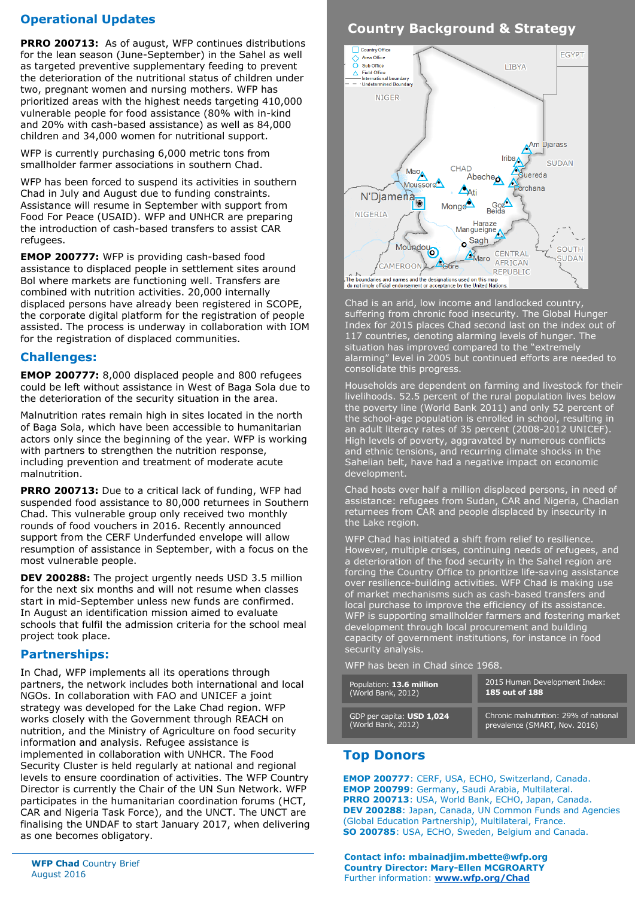## Operational Updates

**PRRO 200713:** As of august, WFP continues distributions for the lean season (June-September) in the Sahel as well as targeted preventive supplementary feeding to prevent the deterioration of the nutritional status of children under two, pregnant women and nursing mothers. WFP has prioritized areas with the highest needs targeting 410,000 vulnerable people for food assistance (80% with in-kind and 20% with cash-based assistance) as well as 84,000 children and 34,000 women for nutritional support.

WFP is currently purchasing 6,000 metric tons from smallholder farmer associations in southern Chad.

WFP has been forced to suspend its activities in southern Chad in July and August due to funding constraints. Assistance will resume in September with support from Food For Peace (USAID). WFP and UNHCR are preparing the introduction of cash-based transfers to assist CAR refugees.

**EMOP 200777:** WFP is providing cash-based food assistance to displaced people in settlement sites around Bol where markets are functioning well. Transfers are combined with nutrition activities. 20,000 internally displaced persons have already been registered in SCOPE, the corporate digital platform for the registration of people assisted. The process is underway in collaboration with IOM for the registration of displaced communities.

## Challenges:

**EMOP 200777:** 8,000 displaced people and 800 refugees could be left without assistance in West of Baga Sola due to the deterioration of the security situation in the area.

Malnutrition rates remain high in sites located in the north of Baga Sola, which have been accessible to humanitarian actors only since the beginning of the year. WFP is working with partners to strengthen the nutrition response, including prevention and treatment of moderate acute malnutrition.

**PRRO 200713:** Due to a critical lack of funding, WFP had suspended food assistance to 80,000 returnees in Southern Chad. This vulnerable group only received two monthly rounds of food vouchers in 2016. Recently announced support from the CERF Underfunded envelope will allow resumption of assistance in September, with a focus on the most vulnerable people.

**DEV 200288:** The project urgently needs USD 3.5 million for the next six months and will not resume when classes start in mid-September unless new funds are confirmed. In August an identification mission aimed to evaluate schools that fulfil the admission criteria for the school meal project took place.

## Partnerships:

In Chad, WFP implements all its operations through partners, the network includes both international and local NGOs. In collaboration with FAO and UNICEF a joint strategy was developed for the Lake Chad region. WFP works closely with the Government through REACH on nutrition, and the Ministry of Agriculture on food security information and analysis. Refugee assistance is implemented in collaboration with UNHCR. The Food Security Cluster is held regularly at national and regional levels to ensure coordination of activities. The WFP Country Director is currently the Chair of the UN Sun Network. WFP participates in the humanitarian coordination forums (HCT, CAR and Nigeria Task Force), and the UNCT. The UNCT are finalising the UNDAF to start January 2017, when delivering as one becomes obligatory.

## Country Background & Strategy

Country Office
Area Office
Sub Office
Field Office
International boundary
Undetermined Boundary

EGYPT, LIBYA, NIGER, SUDAN, CHAD, NIGERIA, CAMEROON, CENTRAL AFRICAN REPUBLIC, SOUTH SUDAN, N'Djamena, Mao, Moussoro, Abeche, Ati, Iriba, Am Djarass, Guereda, Farchana, Mongo, Goz Beida, Haraze Mangueigne, Sagh, Moundou, Maro, Gore

The boundaries and names and the designations used on this map do not imply official endorsement or acceptance by the United Nations

Chad is an arid, low income and landlocked country, suffering from chronic food insecurity. The Global Hunger Index for 2015 places Chad second last on the index out of 117 countries, denoting alarming levels of hunger. The situation has improved compared to the "extremely alarming" level in 2005 but continued efforts are needed to consolidate this progress.

Households are dependent on farming and livestock for their livelihoods. 52.5 percent of the rural population lives below the poverty line (World Bank 2011) and only 52 percent of the school-age population is enrolled in school, resulting in an adult literacy rates of 35 percent (2008-2012 UNICEF). High levels of poverty, aggravated by numerous conflicts and ethnic tensions, and recurring climate shocks in the Sahelian belt, have had a negative impact on economic development.

Chad hosts over half a million displaced persons, in need of assistance: refugees from Sudan, CAR and Nigeria, Chadian returnees from CAR and people displaced by insecurity in the Lake region.

WFP Chad has initiated a shift from relief to resilience. However, multiple crises, continuing needs of refugees, and a deterioration of the food security in the Sahel region are forcing the Country Office to prioritize life-saving assistance over resilience-building activities. WFP Chad is making use of market mechanisms such as cash-based transfers and local purchase to improve the efficiency of its assistance. WFP is supporting smallholder farmers and fostering market development through local procurement and building capacity of government institutions, for instance in food security analysis.

WFP has been in Chad since 1968.

| | |
|---|---|
| Population: **13.6 million** (World Bank, 2012) | 2015 Human Development Index: **185 out of 188** |
| GDP per capita: **USD 1,024** (World Bank, 2012) | Chronic malnutrition: 29% of national prevalence (SMART, Nov. 2016) |

## Top Donors

**EMOP 200777**: CERF, USA, ECHO, Switzerland, Canada.
**EMOP 200799**: Germany, Saudi Arabia, Multilateral.
**PRRO 200713**: USA, World Bank, ECHO, Japan, Canada.
**DEV 200288**: Japan, Canada, UN Common Funds and Agencies (Global Education Partnership), Multilateral, France.
**SO 200785**: USA, ECHO, Sweden, Belgium and Canada.

**Contact info: mbainadjim.mbette@wfp.org**
**Country Director: Mary-Ellen MCGROARTY**
Further information: **www.wfp.org/Chad**